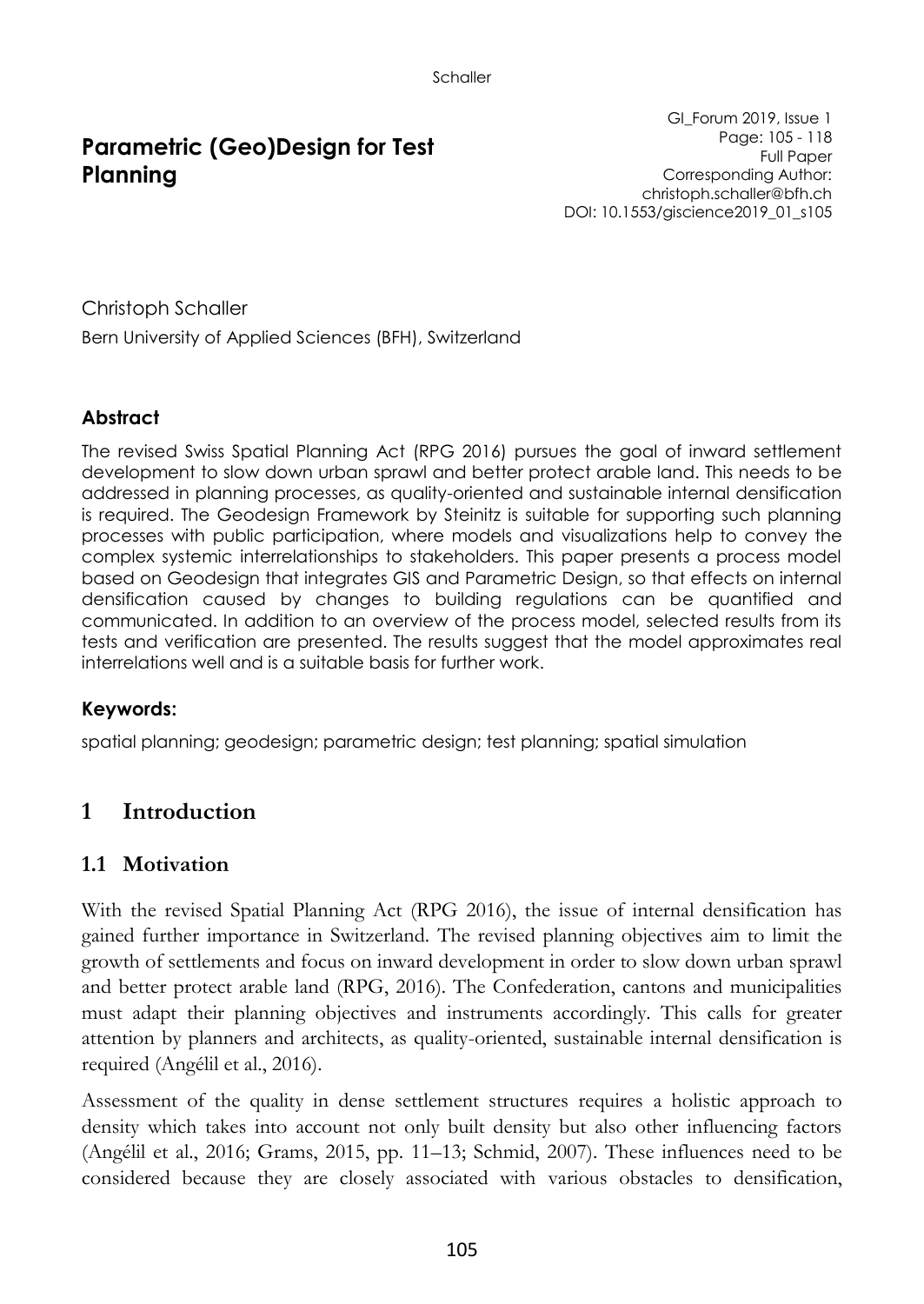# Parametric (Geo)Design for Test Planning

GI_Forum 2019, Issue 1
Page: 105 - 118
Full Paper
Corresponding Author:
christoph.schaller@bfh.ch
DOI: 10.1553/giscience2019_01_s105

Christoph Schaller

Bern University of Applied Sciences (BFH), Switzerland

### Abstract

The revised Swiss Spatial Planning Act (RPG 2016) pursues the goal of inward settlement development to slow down urban sprawl and better protect arable land. This needs to be addressed in planning processes, as quality-oriented and sustainable internal densification is required. The Geodesign Framework by Steinitz is suitable for supporting such planning processes with public participation, where models and visualizations help to convey the complex systemic interrelationships to stakeholders. This paper presents a process model based on Geodesign that integrates GIS and Parametric Design, so that effects on internal densification caused by changes to building regulations can be quantified and communicated. In addition to an overview of the process model, selected results from its tests and verification are presented. The results suggest that the model approximates real interrelations well and is a suitable basis for further work.

### Keywords:

spatial planning; geodesign; parametric design; test planning; spatial simulation

## 1 Introduction

### 1.1 Motivation

With the revised Spatial Planning Act (RPG 2016), the issue of internal densification has gained further importance in Switzerland. The revised planning objectives aim to limit the growth of settlements and focus on inward development in order to slow down urban sprawl and better protect arable land (RPG, 2016). The Confederation, cantons and municipalities must adapt their planning objectives and instruments accordingly. This calls for greater attention by planners and architects, as quality-oriented, sustainable internal densification is required (Angélil et al., 2016).

Assessment of the quality in dense settlement structures requires a holistic approach to density which takes into account not only built density but also other influencing factors (Angélil et al., 2016; Grams, 2015, pp. 11–13; Schmid, 2007). These influences need to be considered because they are closely associated with various obstacles to densification,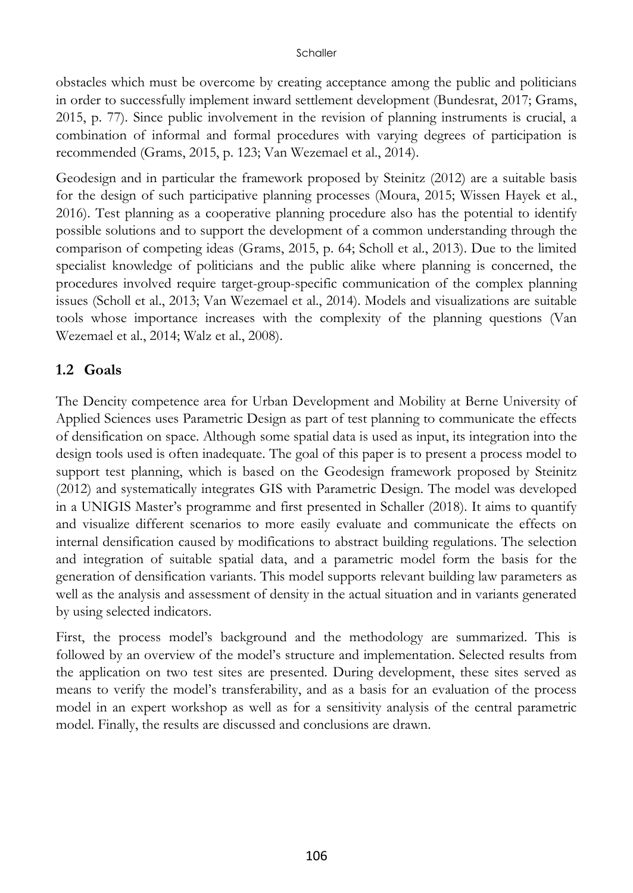obstacles which must be overcome by creating acceptance among the public and politicians in order to successfully implement inward settlement development (Bundesrat, 2017; Grams, 2015, p. 77). Since public involvement in the revision of planning instruments is crucial, a combination of informal and formal procedures with varying degrees of participation is recommended (Grams, 2015, p. 123; Van Wezemael et al., 2014).

Geodesign and in particular the framework proposed by Steinitz (2012) are a suitable basis for the design of such participative planning processes (Moura, 2015; Wissen Hayek et al., 2016). Test planning as a cooperative planning procedure also has the potential to identify possible solutions and to support the development of a common understanding through the comparison of competing ideas (Grams, 2015, p. 64; Scholl et al., 2013). Due to the limited specialist knowledge of politicians and the public alike where planning is concerned, the procedures involved require target-group-specific communication of the complex planning issues (Scholl et al., 2013; Van Wezemael et al., 2014). Models and visualizations are suitable tools whose importance increases with the complexity of the planning questions (Van Wezemael et al., 2014; Walz et al., 2008).

## 1.2 Goals

The Dencity competence area for Urban Development and Mobility at Berne University of Applied Sciences uses Parametric Design as part of test planning to communicate the effects of densification on space. Although some spatial data is used as input, its integration into the design tools used is often inadequate. The goal of this paper is to present a process model to support test planning, which is based on the Geodesign framework proposed by Steinitz (2012) and systematically integrates GIS with Parametric Design. The model was developed in a UNIGIS Master's programme and first presented in Schaller (2018). It aims to quantify and visualize different scenarios to more easily evaluate and communicate the effects on internal densification caused by modifications to abstract building regulations. The selection and integration of suitable spatial data, and a parametric model form the basis for the generation of densification variants. This model supports relevant building law parameters as well as the analysis and assessment of density in the actual situation and in variants generated by using selected indicators.

First, the process model's background and the methodology are summarized. This is followed by an overview of the model's structure and implementation. Selected results from the application on two test sites are presented. During development, these sites served as means to verify the model's transferability, and as a basis for an evaluation of the process model in an expert workshop as well as for a sensitivity analysis of the central parametric model. Finally, the results are discussed and conclusions are drawn.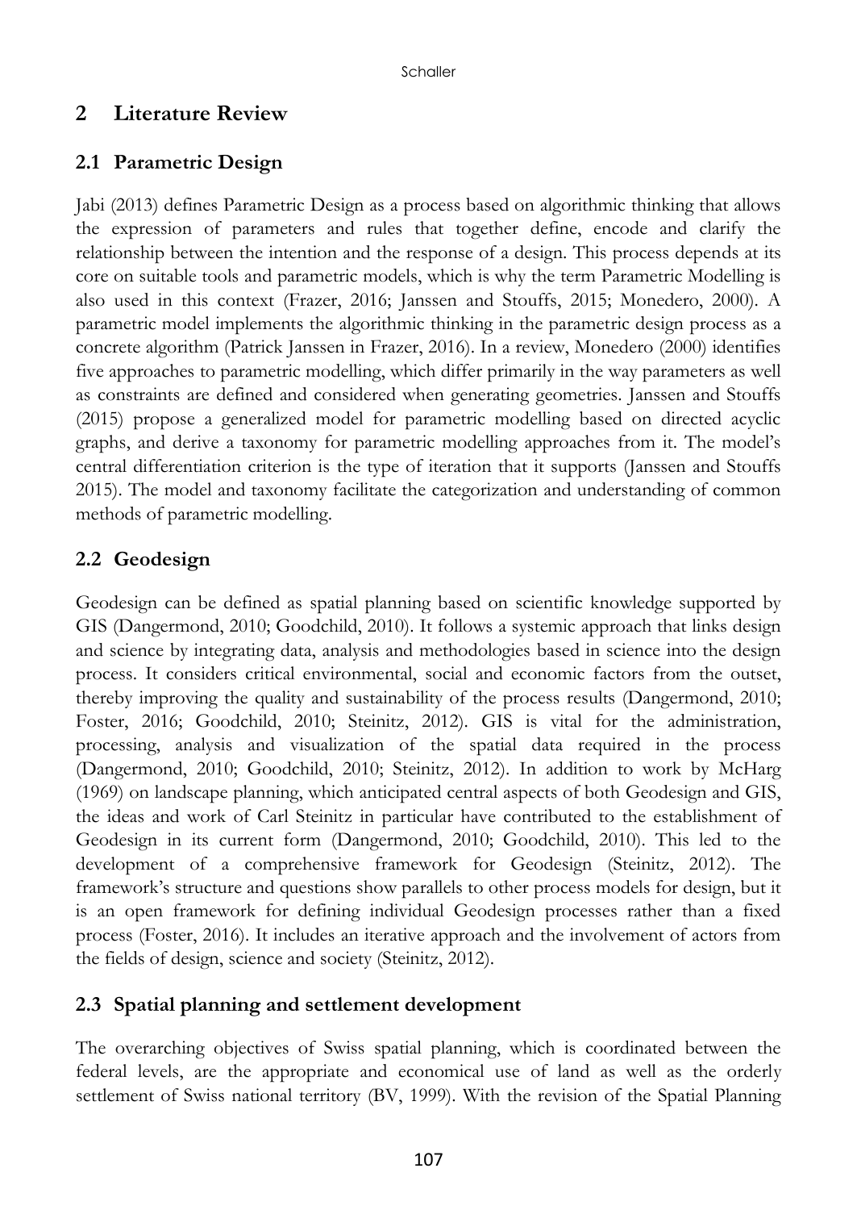## 2 Literature Review

### 2.1 Parametric Design

Jabi (2013) defines Parametric Design as a process based on algorithmic thinking that allows the expression of parameters and rules that together define, encode and clarify the relationship between the intention and the response of a design. This process depends at its core on suitable tools and parametric models, which is why the term Parametric Modelling is also used in this context (Frazer, 2016; Janssen and Stouffs, 2015; Monedero, 2000). A parametric model implements the algorithmic thinking in the parametric design process as a concrete algorithm (Patrick Janssen in Frazer, 2016). In a review, Monedero (2000) identifies five approaches to parametric modelling, which differ primarily in the way parameters as well as constraints are defined and considered when generating geometries. Janssen and Stouffs (2015) propose a generalized model for parametric modelling based on directed acyclic graphs, and derive a taxonomy for parametric modelling approaches from it. The model's central differentiation criterion is the type of iteration that it supports (Janssen and Stouffs 2015). The model and taxonomy facilitate the categorization and understanding of common methods of parametric modelling.

### 2.2 Geodesign

Geodesign can be defined as spatial planning based on scientific knowledge supported by GIS (Dangermond, 2010; Goodchild, 2010). It follows a systemic approach that links design and science by integrating data, analysis and methodologies based in science into the design process. It considers critical environmental, social and economic factors from the outset, thereby improving the quality and sustainability of the process results (Dangermond, 2010; Foster, 2016; Goodchild, 2010; Steinitz, 2012). GIS is vital for the administration, processing, analysis and visualization of the spatial data required in the process (Dangermond, 2010; Goodchild, 2010; Steinitz, 2012). In addition to work by McHarg (1969) on landscape planning, which anticipated central aspects of both Geodesign and GIS, the ideas and work of Carl Steinitz in particular have contributed to the establishment of Geodesign in its current form (Dangermond, 2010; Goodchild, 2010). This led to the development of a comprehensive framework for Geodesign (Steinitz, 2012). The framework's structure and questions show parallels to other process models for design, but it is an open framework for defining individual Geodesign processes rather than a fixed process (Foster, 2016). It includes an iterative approach and the involvement of actors from the fields of design, science and society (Steinitz, 2012).

### 2.3 Spatial planning and settlement development

The overarching objectives of Swiss spatial planning, which is coordinated between the federal levels, are the appropriate and economical use of land as well as the orderly settlement of Swiss national territory (BV, 1999). With the revision of the Spatial Planning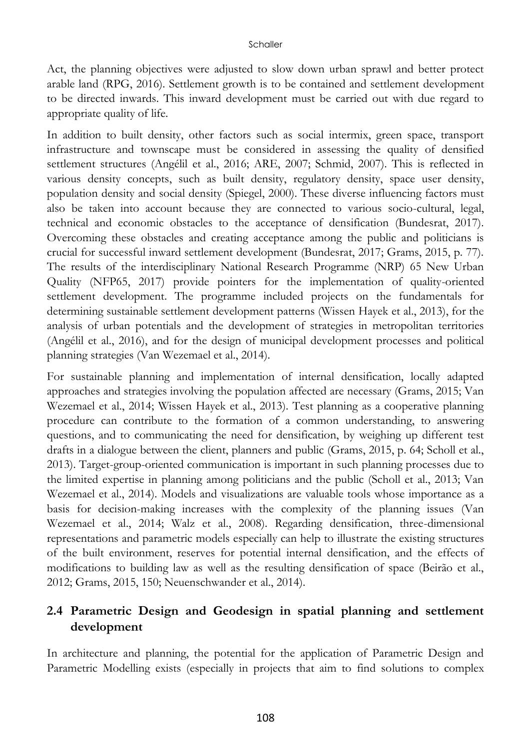Act, the planning objectives were adjusted to slow down urban sprawl and better protect arable land (RPG, 2016). Settlement growth is to be contained and settlement development to be directed inwards. This inward development must be carried out with due regard to appropriate quality of life.

In addition to built density, other factors such as social intermix, green space, transport infrastructure and townscape must be considered in assessing the quality of densified settlement structures (Angélil et al., 2016; ARE, 2007; Schmid, 2007). This is reflected in various density concepts, such as built density, regulatory density, space user density, population density and social density (Spiegel, 2000). These diverse influencing factors must also be taken into account because they are connected to various socio-cultural, legal, technical and economic obstacles to the acceptance of densification (Bundesrat, 2017). Overcoming these obstacles and creating acceptance among the public and politicians is crucial for successful inward settlement development (Bundesrat, 2017; Grams, 2015, p. 77). The results of the interdisciplinary National Research Programme (NRP) 65 New Urban Quality (NFP65, 2017) provide pointers for the implementation of quality-oriented settlement development. The programme included projects on the fundamentals for determining sustainable settlement development patterns (Wissen Hayek et al., 2013), for the analysis of urban potentials and the development of strategies in metropolitan territories (Angélil et al., 2016), and for the design of municipal development processes and political planning strategies (Van Wezemael et al., 2014).

For sustainable planning and implementation of internal densification, locally adapted approaches and strategies involving the population affected are necessary (Grams, 2015; Van Wezemael et al., 2014; Wissen Hayek et al., 2013). Test planning as a cooperative planning procedure can contribute to the formation of a common understanding, to answering questions, and to communicating the need for densification, by weighing up different test drafts in a dialogue between the client, planners and public (Grams, 2015, p. 64; Scholl et al., 2013). Target-group-oriented communication is important in such planning processes due to the limited expertise in planning among politicians and the public (Scholl et al., 2013; Van Wezemael et al., 2014). Models and visualizations are valuable tools whose importance as a basis for decision-making increases with the complexity of the planning issues (Van Wezemael et al., 2014; Walz et al., 2008). Regarding densification, three-dimensional representations and parametric models especially can help to illustrate the existing structures of the built environment, reserves for potential internal densification, and the effects of modifications to building law as well as the resulting densification of space (Beirão et al., 2012; Grams, 2015, 150; Neuenschwander et al., 2014).

## 2.4 Parametric Design and Geodesign in spatial planning and settlement development

In architecture and planning, the potential for the application of Parametric Design and Parametric Modelling exists (especially in projects that aim to find solutions to complex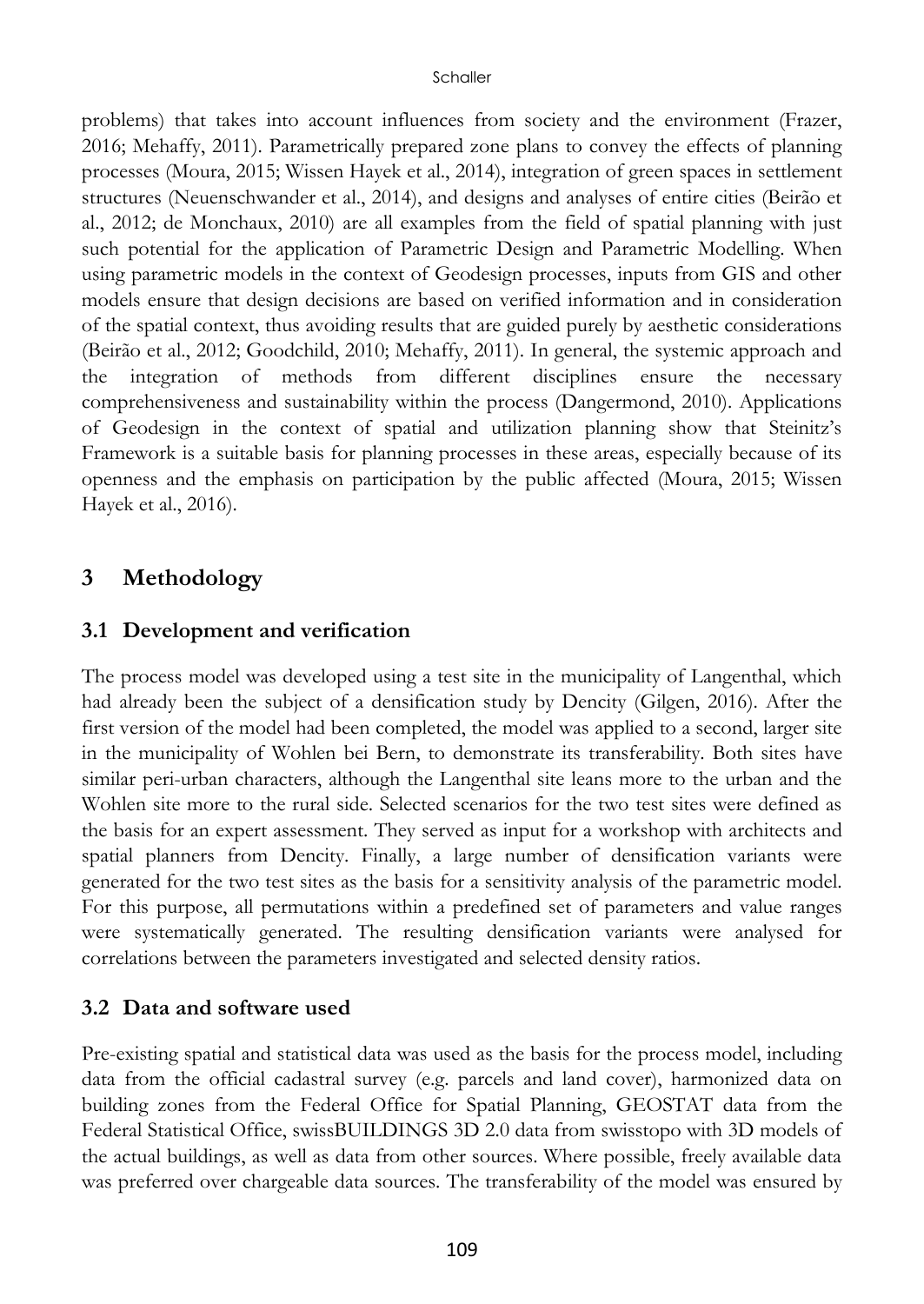problems) that takes into account influences from society and the environment (Frazer, 2016; Mehaffy, 2011). Parametrically prepared zone plans to convey the effects of planning processes (Moura, 2015; Wissen Hayek et al., 2014), integration of green spaces in settlement structures (Neuenschwander et al., 2014), and designs and analyses of entire cities (Beirão et al., 2012; de Monchaux, 2010) are all examples from the field of spatial planning with just such potential for the application of Parametric Design and Parametric Modelling. When using parametric models in the context of Geodesign processes, inputs from GIS and other models ensure that design decisions are based on verified information and in consideration of the spatial context, thus avoiding results that are guided purely by aesthetic considerations (Beirão et al., 2012; Goodchild, 2010; Mehaffy, 2011). In general, the systemic approach and the integration of methods from different disciplines ensure the necessary comprehensiveness and sustainability within the process (Dangermond, 2010). Applications of Geodesign in the context of spatial and utilization planning show that Steinitz's Framework is a suitable basis for planning processes in these areas, especially because of its openness and the emphasis on participation by the public affected (Moura, 2015; Wissen Hayek et al., 2016).

## 3 Methodology

### 3.1 Development and verification

The process model was developed using a test site in the municipality of Langenthal, which had already been the subject of a densification study by Dencity (Gilgen, 2016). After the first version of the model had been completed, the model was applied to a second, larger site in the municipality of Wohlen bei Bern, to demonstrate its transferability. Both sites have similar peri-urban characters, although the Langenthal site leans more to the urban and the Wohlen site more to the rural side. Selected scenarios for the two test sites were defined as the basis for an expert assessment. They served as input for a workshop with architects and spatial planners from Dencity. Finally, a large number of densification variants were generated for the two test sites as the basis for a sensitivity analysis of the parametric model. For this purpose, all permutations within a predefined set of parameters and value ranges were systematically generated. The resulting densification variants were analysed for correlations between the parameters investigated and selected density ratios.

### 3.2 Data and software used

Pre-existing spatial and statistical data was used as the basis for the process model, including data from the official cadastral survey (e.g. parcels and land cover), harmonized data on building zones from the Federal Office for Spatial Planning, GEOSTAT data from the Federal Statistical Office, swissBUILDINGS 3D 2.0 data from swisstopo with 3D models of the actual buildings, as well as data from other sources. Where possible, freely available data was preferred over chargeable data sources. The transferability of the model was ensured by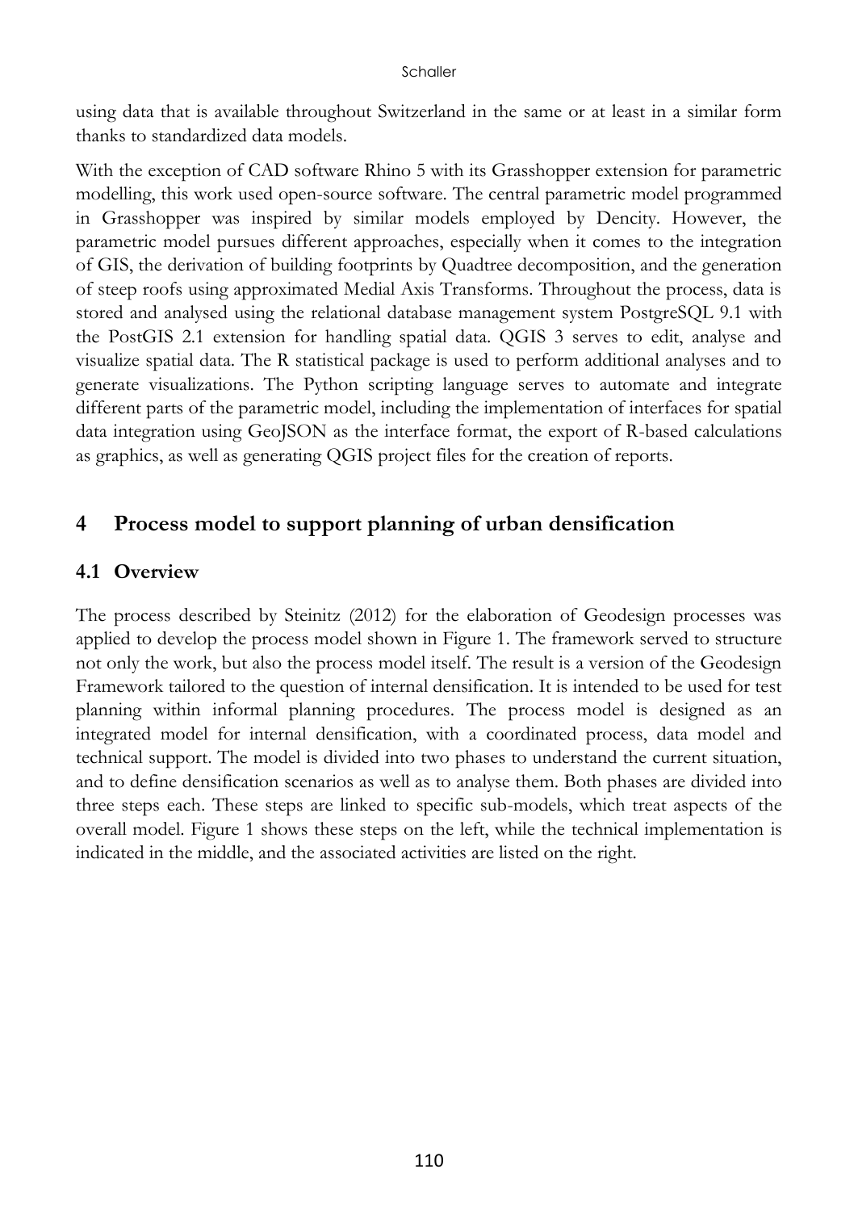using data that is available throughout Switzerland in the same or at least in a similar form thanks to standardized data models.

With the exception of CAD software Rhino 5 with its Grasshopper extension for parametric modelling, this work used open-source software. The central parametric model programmed in Grasshopper was inspired by similar models employed by Dencity. However, the parametric model pursues different approaches, especially when it comes to the integration of GIS, the derivation of building footprints by Quadtree decomposition, and the generation of steep roofs using approximated Medial Axis Transforms. Throughout the process, data is stored and analysed using the relational database management system PostgreSQL 9.1 with the PostGIS 2.1 extension for handling spatial data. QGIS 3 serves to edit, analyse and visualize spatial data. The R statistical package is used to perform additional analyses and to generate visualizations. The Python scripting language serves to automate and integrate different parts of the parametric model, including the implementation of interfaces for spatial data integration using GeoJSON as the interface format, the export of R-based calculations as graphics, as well as generating QGIS project files for the creation of reports.

# 4 Process model to support planning of urban densification

## 4.1 Overview

The process described by Steinitz (2012) for the elaboration of Geodesign processes was applied to develop the process model shown in Figure 1. The framework served to structure not only the work, but also the process model itself. The result is a version of the Geodesign Framework tailored to the question of internal densification. It is intended to be used for test planning within informal planning procedures. The process model is designed as an integrated model for internal densification, with a coordinated process, data model and technical support. The model is divided into two phases to understand the current situation, and to define densification scenarios as well as to analyse them. Both phases are divided into three steps each. These steps are linked to specific sub-models, which treat aspects of the overall model. Figure 1 shows these steps on the left, while the technical implementation is indicated in the middle, and the associated activities are listed on the right.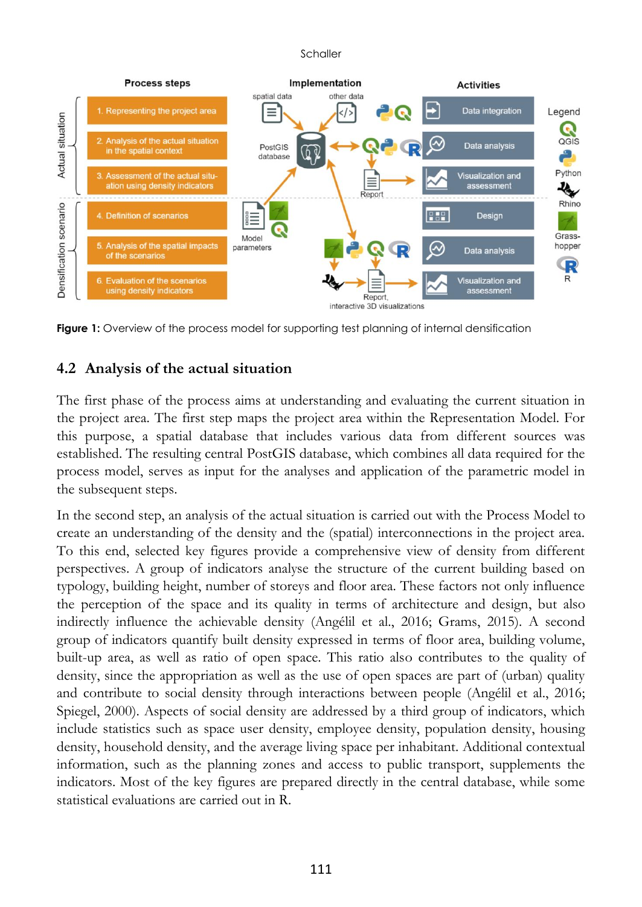**Figure 1:** Overview of the process model for supporting test planning of internal densification

## 4.2 Analysis of the actual situation

The first phase of the process aims at understanding and evaluating the current situation in the project area. The first step maps the project area within the Representation Model. For this purpose, a spatial database that includes various data from different sources was established. The resulting central PostGIS database, which combines all data required for the process model, serves as input for the analyses and application of the parametric model in the subsequent steps.

In the second step, an analysis of the actual situation is carried out with the Process Model to create an understanding of the density and the (spatial) interconnections in the project area. To this end, selected key figures provide a comprehensive view of density from different perspectives. A group of indicators analyse the structure of the current building based on typology, building height, number of storeys and floor area. These factors not only influence the perception of the space and its quality in terms of architecture and design, but also indirectly influence the achievable density (Angélil et al., 2016; Grams, 2015). A second group of indicators quantify built density expressed in terms of floor area, building volume, built-up area, as well as ratio of open space. This ratio also contributes to the quality of density, since the appropriation as well as the use of open spaces are part of (urban) quality and contribute to social density through interactions between people (Angélil et al., 2016; Spiegel, 2000). Aspects of social density are addressed by a third group of indicators, which include statistics such as space user density, employee density, population density, housing density, household density, and the average living space per inhabitant. Additional contextual information, such as the planning zones and access to public transport, supplements the indicators. Most of the key figures are prepared directly in the central database, while some statistical evaluations are carried out in R.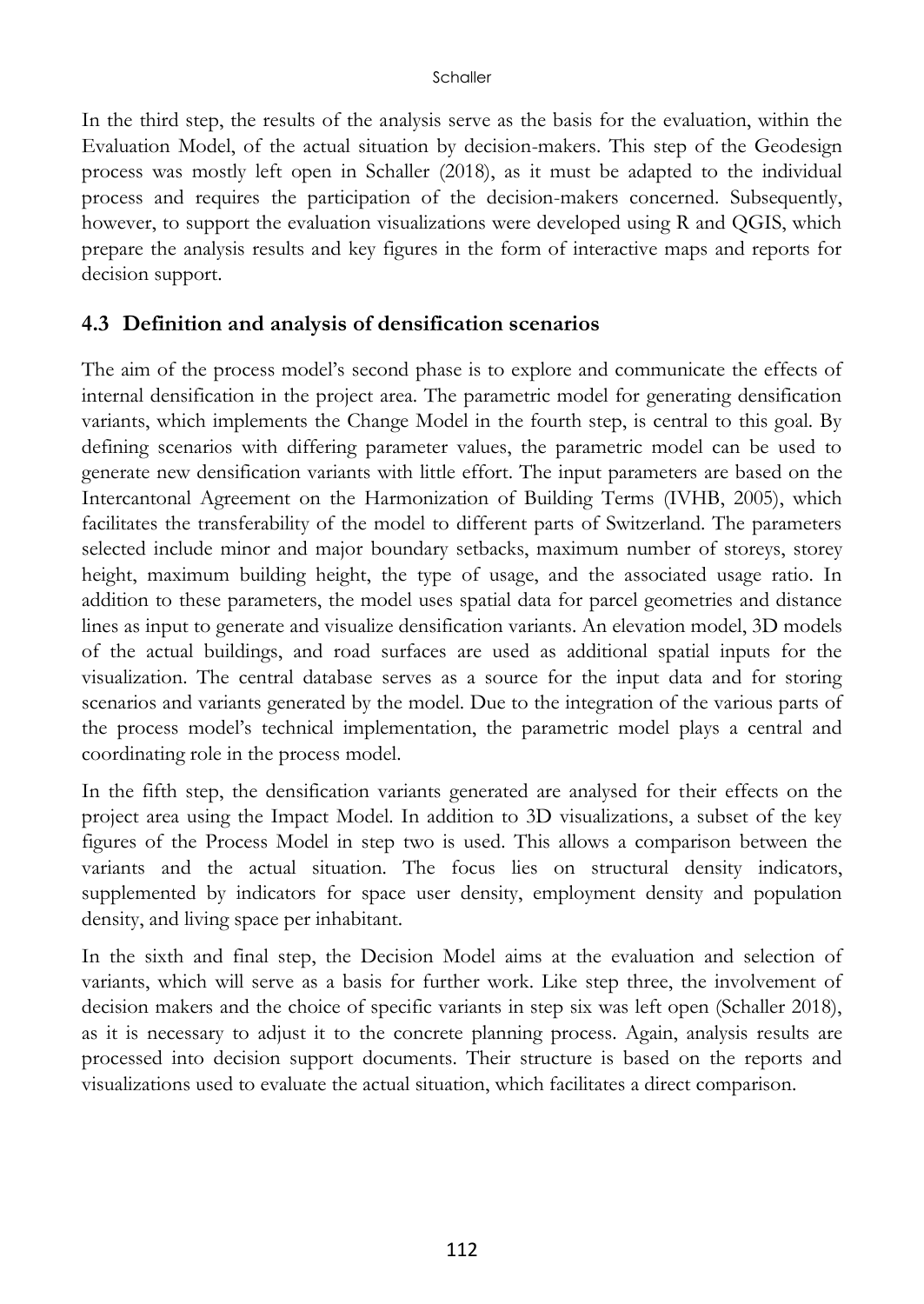In the third step, the results of the analysis serve as the basis for the evaluation, within the Evaluation Model, of the actual situation by decision-makers. This step of the Geodesign process was mostly left open in Schaller (2018), as it must be adapted to the individual process and requires the participation of the decision-makers concerned. Subsequently, however, to support the evaluation visualizations were developed using R and QGIS, which prepare the analysis results and key figures in the form of interactive maps and reports for decision support.

## 4.3 Definition and analysis of densification scenarios

The aim of the process model's second phase is to explore and communicate the effects of internal densification in the project area. The parametric model for generating densification variants, which implements the Change Model in the fourth step, is central to this goal. By defining scenarios with differing parameter values, the parametric model can be used to generate new densification variants with little effort. The input parameters are based on the Intercantonal Agreement on the Harmonization of Building Terms (IVHB, 2005), which facilitates the transferability of the model to different parts of Switzerland. The parameters selected include minor and major boundary setbacks, maximum number of storeys, storey height, maximum building height, the type of usage, and the associated usage ratio. In addition to these parameters, the model uses spatial data for parcel geometries and distance lines as input to generate and visualize densification variants. An elevation model, 3D models of the actual buildings, and road surfaces are used as additional spatial inputs for the visualization. The central database serves as a source for the input data and for storing scenarios and variants generated by the model. Due to the integration of the various parts of the process model's technical implementation, the parametric model plays a central and coordinating role in the process model.

In the fifth step, the densification variants generated are analysed for their effects on the project area using the Impact Model. In addition to 3D visualizations, a subset of the key figures of the Process Model in step two is used. This allows a comparison between the variants and the actual situation. The focus lies on structural density indicators, supplemented by indicators for space user density, employment density and population density, and living space per inhabitant.

In the sixth and final step, the Decision Model aims at the evaluation and selection of variants, which will serve as a basis for further work. Like step three, the involvement of decision makers and the choice of specific variants in step six was left open (Schaller 2018), as it is necessary to adjust it to the concrete planning process. Again, analysis results are processed into decision support documents. Their structure is based on the reports and visualizations used to evaluate the actual situation, which facilitates a direct comparison.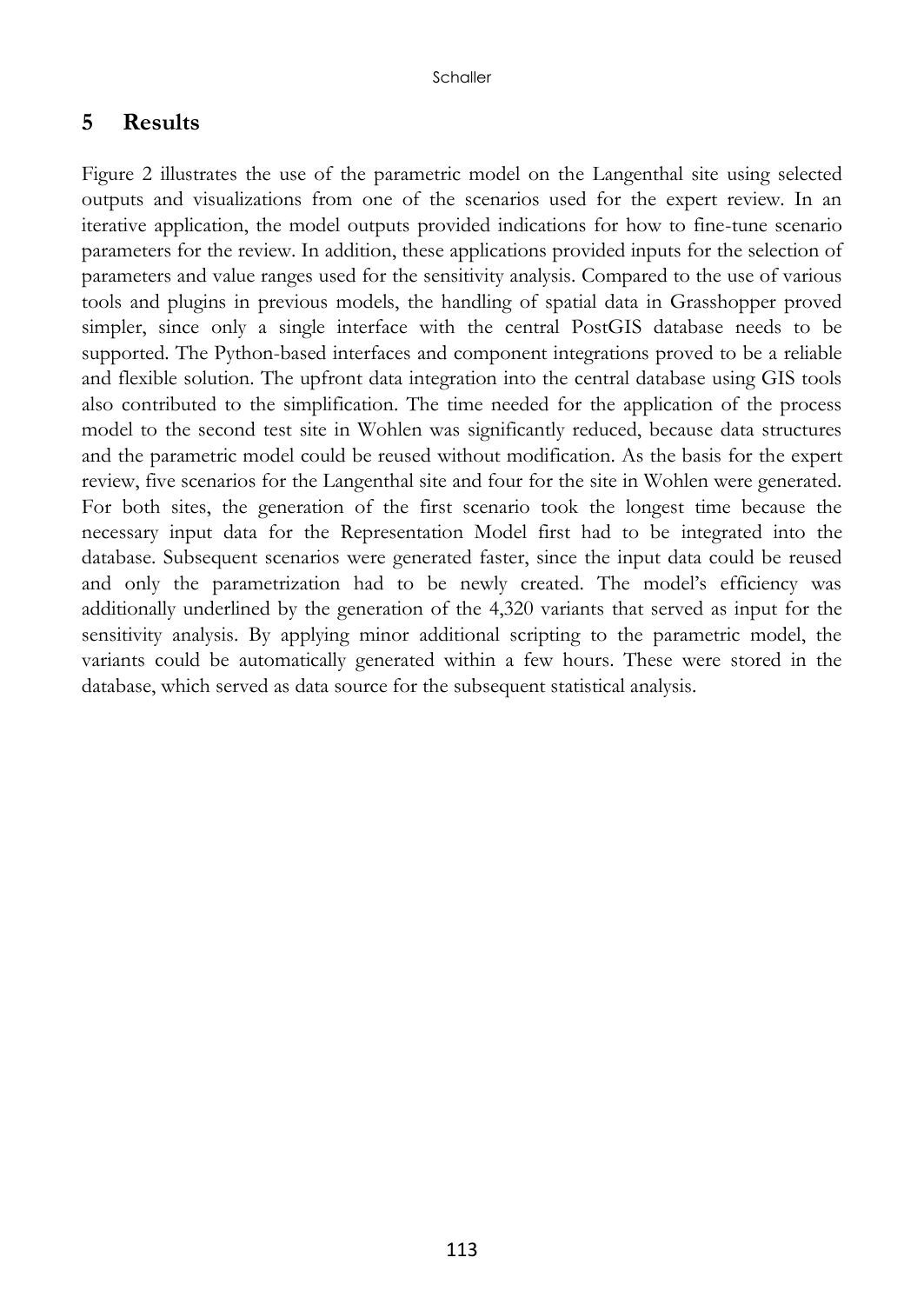## 5 Results

Figure 2 illustrates the use of the parametric model on the Langenthal site using selected outputs and visualizations from one of the scenarios used for the expert review. In an iterative application, the model outputs provided indications for how to fine-tune scenario parameters for the review. In addition, these applications provided inputs for the selection of parameters and value ranges used for the sensitivity analysis. Compared to the use of various tools and plugins in previous models, the handling of spatial data in Grasshopper proved simpler, since only a single interface with the central PostGIS database needs to be supported. The Python-based interfaces and component integrations proved to be a reliable and flexible solution. The upfront data integration into the central database using GIS tools also contributed to the simplification. The time needed for the application of the process model to the second test site in Wohlen was significantly reduced, because data structures and the parametric model could be reused without modification. As the basis for the expert review, five scenarios for the Langenthal site and four for the site in Wohlen were generated. For both sites, the generation of the first scenario took the longest time because the necessary input data for the Representation Model first had to be integrated into the database. Subsequent scenarios were generated faster, since the input data could be reused and only the parametrization had to be newly created. The model's efficiency was additionally underlined by the generation of the 4,320 variants that served as input for the sensitivity analysis. By applying minor additional scripting to the parametric model, the variants could be automatically generated within a few hours. These were stored in the database, which served as data source for the subsequent statistical analysis.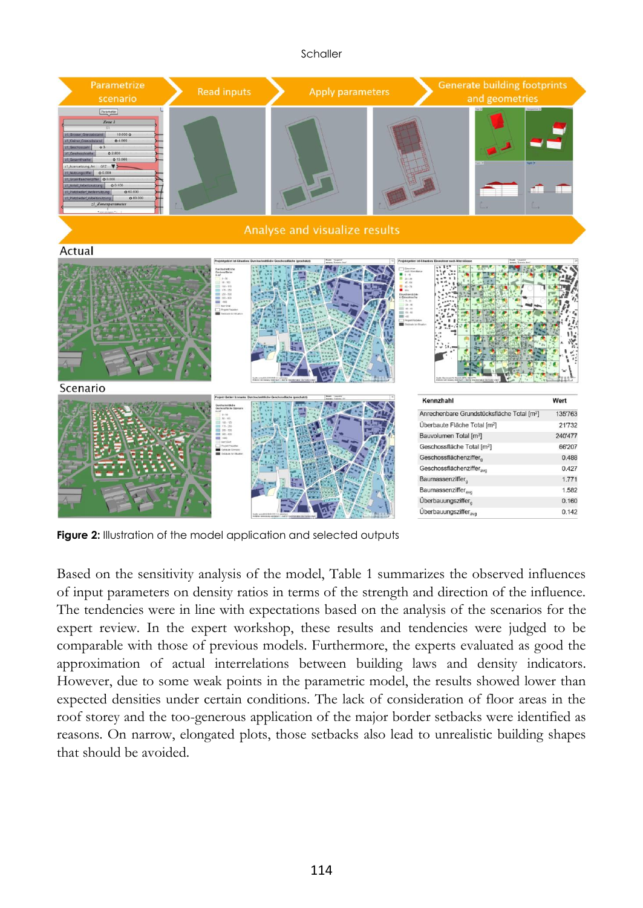**Figure 2:** Illustration of the model application and selected outputs

Based on the sensitivity analysis of the model, Table 1 summarizes the observed influences of input parameters on density ratios in terms of the strength and direction of the influence. The tendencies were in line with expectations based on the analysis of the scenarios for the expert review. In the expert workshop, these results and tendencies were judged to be comparable with those of previous models. Furthermore, the experts evaluated as good the approximation of actual interrelations between building laws and density indicators. However, due to some weak points in the parametric model, the results showed lower than expected densities under certain conditions. The lack of consideration of floor areas in the roof storey and the too-generous application of the major border setbacks were identified as reasons. On narrow, elongated plots, those setbacks also lead to unrealistic building shapes that should be avoided.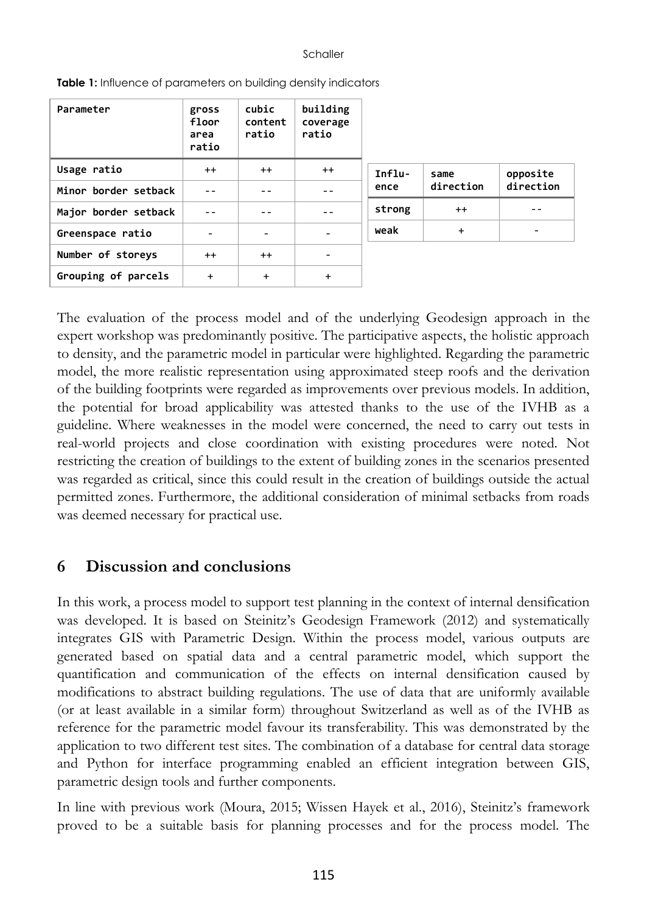**Table 1:** Influence of parameters on building density indicators

| Parameter | gross floor area ratio | cubic content ratio | building coverage ratio |
|---|---|---|---|
| Usage ratio | ++ | ++ | ++ |
| Minor border setback | -- | -- | -- |
| Major border setback | -- | -- | -- |
| Greenspace ratio | - | - | - |
| Number of storeys | ++ | ++ | - |
| Grouping of parcels | + | + | + |

| Influence | same direction | opposite direction |
|---|---|---|
| strong | ++ | -- |
| weak | + | - |

The evaluation of the process model and of the underlying Geodesign approach in the expert workshop was predominantly positive. The participative aspects, the holistic approach to density, and the parametric model in particular were highlighted. Regarding the parametric model, the more realistic representation using approximated steep roofs and the derivation of the building footprints were regarded as improvements over previous models. In addition, the potential for broad applicability was attested thanks to the use of the IVHB as a guideline. Where weaknesses in the model were concerned, the need to carry out tests in real-world projects and close coordination with existing procedures were noted. Not restricting the creation of buildings to the extent of building zones in the scenarios presented was regarded as critical, since this could result in the creation of buildings outside the actual permitted zones. Furthermore, the additional consideration of minimal setbacks from roads was deemed necessary for practical use.

## 6 Discussion and conclusions

In this work, a process model to support test planning in the context of internal densification was developed. It is based on Steinitz's Geodesign Framework (2012) and systematically integrates GIS with Parametric Design. Within the process model, various outputs are generated based on spatial data and a central parametric model, which support the quantification and communication of the effects on internal densification caused by modifications to abstract building regulations. The use of data that are uniformly available (or at least available in a similar form) throughout Switzerland as well as of the IVHB as reference for the parametric model favour its transferability. This was demonstrated by the application to two different test sites. The combination of a database for central data storage and Python for interface programming enabled an efficient integration between GIS, parametric design tools and further components.

In line with previous work (Moura, 2015; Wissen Hayek et al., 2016), Steinitz's framework proved to be a suitable basis for planning processes and for the process model. The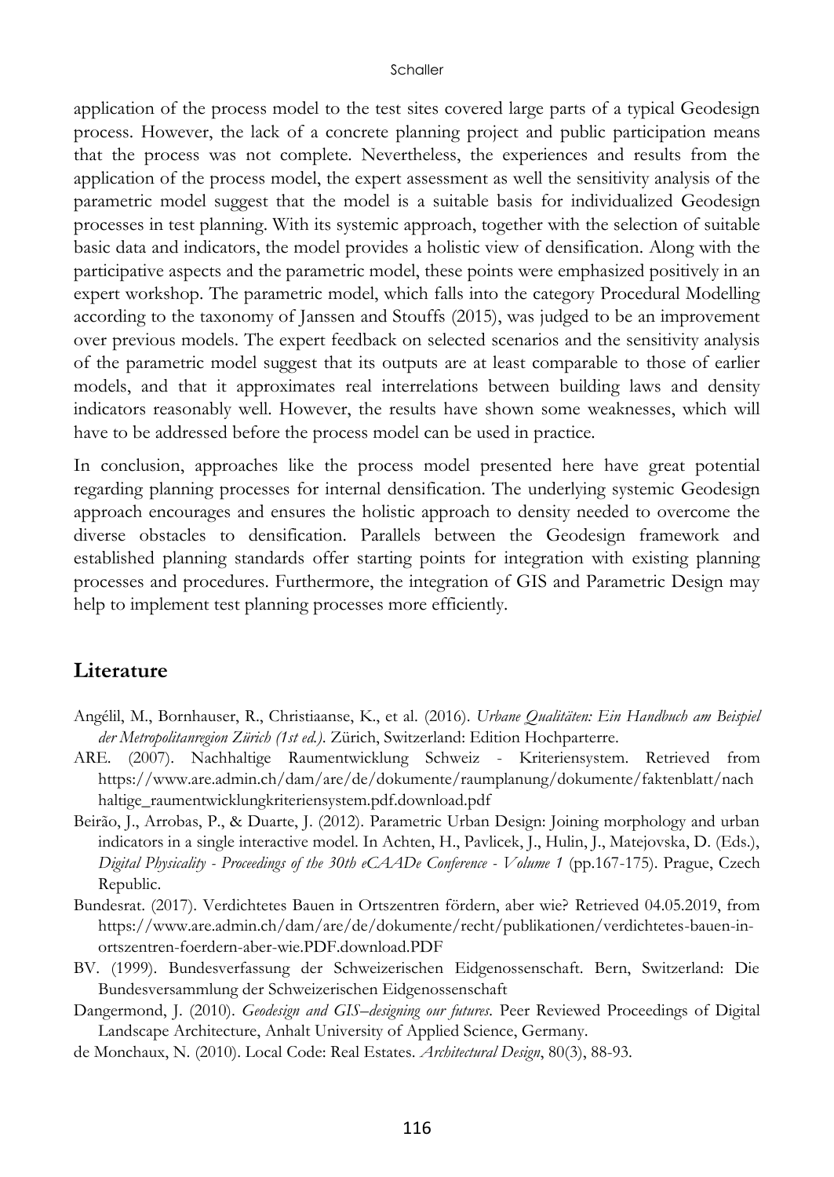application of the process model to the test sites covered large parts of a typical Geodesign process. However, the lack of a concrete planning project and public participation means that the process was not complete. Nevertheless, the experiences and results from the application of the process model, the expert assessment as well the sensitivity analysis of the parametric model suggest that the model is a suitable basis for individualized Geodesign processes in test planning. With its systemic approach, together with the selection of suitable basic data and indicators, the model provides a holistic view of densification. Along with the participative aspects and the parametric model, these points were emphasized positively in an expert workshop. The parametric model, which falls into the category Procedural Modelling according to the taxonomy of Janssen and Stouffs (2015), was judged to be an improvement over previous models. The expert feedback on selected scenarios and the sensitivity analysis of the parametric model suggest that its outputs are at least comparable to those of earlier models, and that it approximates real interrelations between building laws and density indicators reasonably well. However, the results have shown some weaknesses, which will have to be addressed before the process model can be used in practice.

In conclusion, approaches like the process model presented here have great potential regarding planning processes for internal densification. The underlying systemic Geodesign approach encourages and ensures the holistic approach to density needed to overcome the diverse obstacles to densification. Parallels between the Geodesign framework and established planning standards offer starting points for integration with existing planning processes and procedures. Furthermore, the integration of GIS and Parametric Design may help to implement test planning processes more efficiently.

## Literature

Angélil, M., Bornhauser, R., Christiaanse, K., et al. (2016). *Urbane Qualitäten: Ein Handbuch am Beispiel der Metropolitanregion Zürich (1st ed.).* Zürich, Switzerland: Edition Hochparterre.

ARE. (2007). Nachhaltige Raumentwicklung Schweiz - Kriteriensystem. Retrieved from https://www.are.admin.ch/dam/are/de/dokumente/raumplanung/dokumente/faktenblatt/nachhaltige_raumentwicklungkriteriensystem.pdf.download.pdf

Beirão, J., Arrobas, P., & Duarte, J. (2012). Parametric Urban Design: Joining morphology and urban indicators in a single interactive model. In Achten, H., Pavlicek, J., Hulin, J., Matejovska, D. (Eds.), *Digital Physicality - Proceedings of the 30th eCAADe Conference - Volume 1* (pp.167-175). Prague, Czech Republic.

Bundesrat. (2017). Verdichtetes Bauen in Ortszentren fördern, aber wie? Retrieved 04.05.2019, from https://www.are.admin.ch/dam/are/de/dokumente/recht/publikationen/verdichtetes-bauen-in-ortszentren-foerdern-aber-wie.PDF.download.PDF

BV. (1999). Bundesverfassung der Schweizerischen Eidgenossenschaft. Bern, Switzerland: Die Bundesversammlung der Schweizerischen Eidgenossenschaft

Dangermond, J. (2010). *Geodesign and GIS–designing our futures.* Peer Reviewed Proceedings of Digital Landscape Architecture, Anhalt University of Applied Science, Germany.

de Monchaux, N. (2010). Local Code: Real Estates. *Architectural Design*, 80(3), 88-93.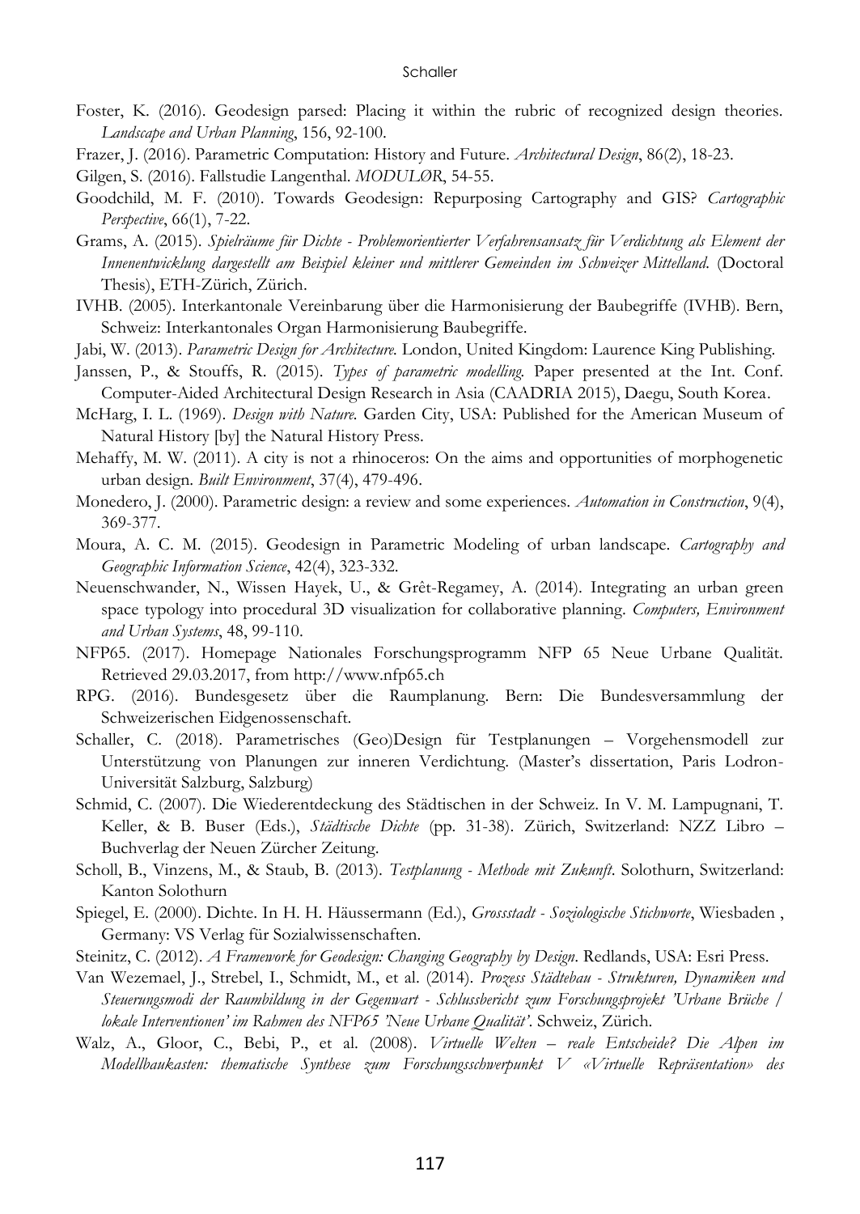Foster, K. (2016). Geodesign parsed: Placing it within the rubric of recognized design theories. *Landscape and Urban Planning*, 156, 92-100.

Frazer, J. (2016). Parametric Computation: History and Future. *Architectural Design*, 86(2), 18-23.

Gilgen, S. (2016). Fallstudie Langenthal. *MODULØR*, 54-55.

Goodchild, M. F. (2010). Towards Geodesign: Repurposing Cartography and GIS? *Cartographic Perspective*, 66(1), 7-22.

Grams, A. (2015). *Spielräume für Dichte - Problemorientierter Verfahrensansatz für Verdichtung als Element der Innenentwicklung dargestellt am Beispiel kleiner und mittlerer Gemeinden im Schweizer Mittelland.* (Doctoral Thesis), ETH-Zürich, Zürich.

IVHB. (2005). Interkantonale Vereinbarung über die Harmonisierung der Baubegriffe (IVHB). Bern, Schweiz: Interkantonales Organ Harmonisierung Baubegriffe.

Jabi, W. (2013). *Parametric Design for Architecture.* London, United Kingdom: Laurence King Publishing.

Janssen, P., & Stouffs, R. (2015). *Types of parametric modelling.* Paper presented at the Int. Conf. Computer-Aided Architectural Design Research in Asia (CAADRIA 2015), Daegu, South Korea.

McHarg, I. L. (1969). *Design with Nature.* Garden City, USA: Published for the American Museum of Natural History [by] the Natural History Press.

Mehaffy, M. W. (2011). A city is not a rhinoceros: On the aims and opportunities of morphogenetic urban design. *Built Environment*, 37(4), 479-496.

Monedero, J. (2000). Parametric design: a review and some experiences. *Automation in Construction*, 9(4), 369-377.

Moura, A. C. M. (2015). Geodesign in Parametric Modeling of urban landscape. *Cartography and Geographic Information Science*, 42(4), 323-332.

Neuenschwander, N., Wissen Hayek, U., & Grêt-Regamey, A. (2014). Integrating an urban green space typology into procedural 3D visualization for collaborative planning. *Computers, Environment and Urban Systems*, 48, 99-110.

NFP65. (2017). Homepage Nationales Forschungsprogramm NFP 65 Neue Urbane Qualität. Retrieved 29.03.2017, from http://www.nfp65.ch

RPG. (2016). Bundesgesetz über die Raumplanung. Bern: Die Bundesversammlung der Schweizerischen Eidgenossenschaft.

Schaller, C. (2018). Parametrisches (Geo)Design für Testplanungen – Vorgehensmodell zur Unterstützung von Planungen zur inneren Verdichtung. (Master's dissertation, Paris Lodron-Universität Salzburg, Salzburg)

Schmid, C. (2007). Die Wiederentdeckung des Städtischen in der Schweiz. In V. M. Lampugnani, T. Keller, & B. Buser (Eds.), *Städtische Dichte* (pp. 31-38). Zürich, Switzerland: NZZ Libro – Buchverlag der Neuen Zürcher Zeitung.

Scholl, B., Vinzens, M., & Staub, B. (2013). *Testplanung - Methode mit Zukunft*. Solothurn, Switzerland: Kanton Solothurn

Spiegel, E. (2000). Dichte. In H. H. Häussermann (Ed.), *Grossstadt - Soziologische Stichworte*, Wiesbaden , Germany: VS Verlag für Sozialwissenschaften.

Steinitz, C. (2012). *A Framework for Geodesign: Changing Geography by Design*. Redlands, USA: Esri Press.

Van Wezemael, J., Strebel, I., Schmidt, M., et al. (2014). *Prozess Städtebau - Strukturen, Dynamiken und Steuerungsmodi der Raumbildung in der Gegenwart - Schlussbericht zum Forschungsprojekt 'Urbane Brüche / lokale Interventionen' im Rahmen des NFP65 'Neue Urbane Qualität'*. Schweiz, Zürich.

Walz, A., Gloor, C., Bebi, P., et al. (2008). *Virtuelle Welten – reale Entscheide? Die Alpen im Modellbaukasten: thematische Synthese zum Forschungsschwerpunkt V «Virtuelle Repräsentation» des*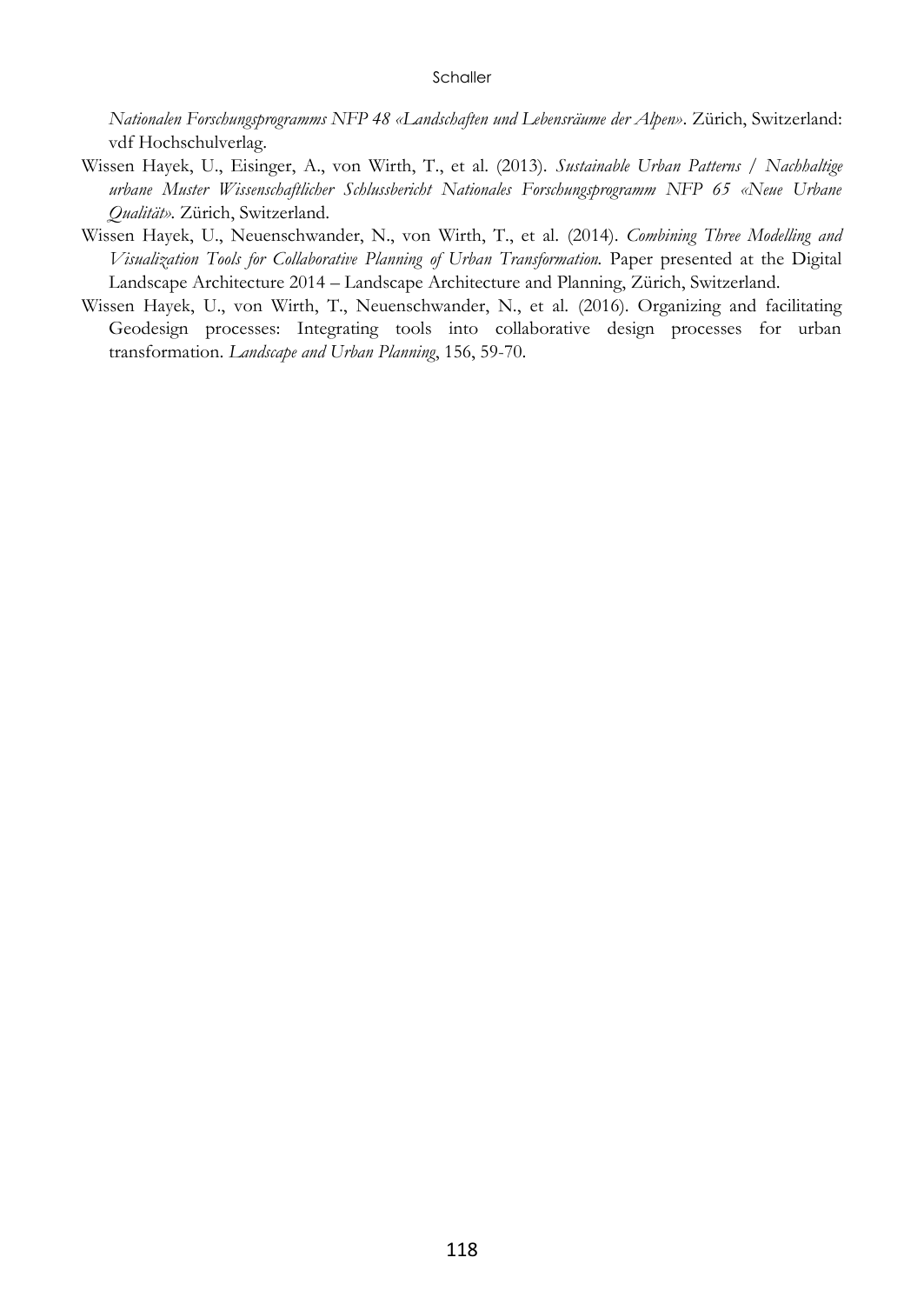*Nationalen Forschungsprogramms NFP 48 «Landschaften und Lebensräume der Alpen»*. Zürich, Switzerland: vdf Hochschulverlag.

Wissen Hayek, U., Eisinger, A., von Wirth, T., et al. (2013). *Sustainable Urban Patterns / Nachhaltige urbane Muster Wissenschaftlicher Schlussbericht Nationales Forschungsprogramm NFP 65 «Neue Urbane Qualität»*. Zürich, Switzerland.

Wissen Hayek, U., Neuenschwander, N., von Wirth, T., et al. (2014). *Combining Three Modelling and Visualization Tools for Collaborative Planning of Urban Transformation.* Paper presented at the Digital Landscape Architecture 2014 – Landscape Architecture and Planning, Zürich, Switzerland.

Wissen Hayek, U., von Wirth, T., Neuenschwander, N., et al. (2016). Organizing and facilitating Geodesign processes: Integrating tools into collaborative design processes for urban transformation. *Landscape and Urban Planning*, 156, 59-70.